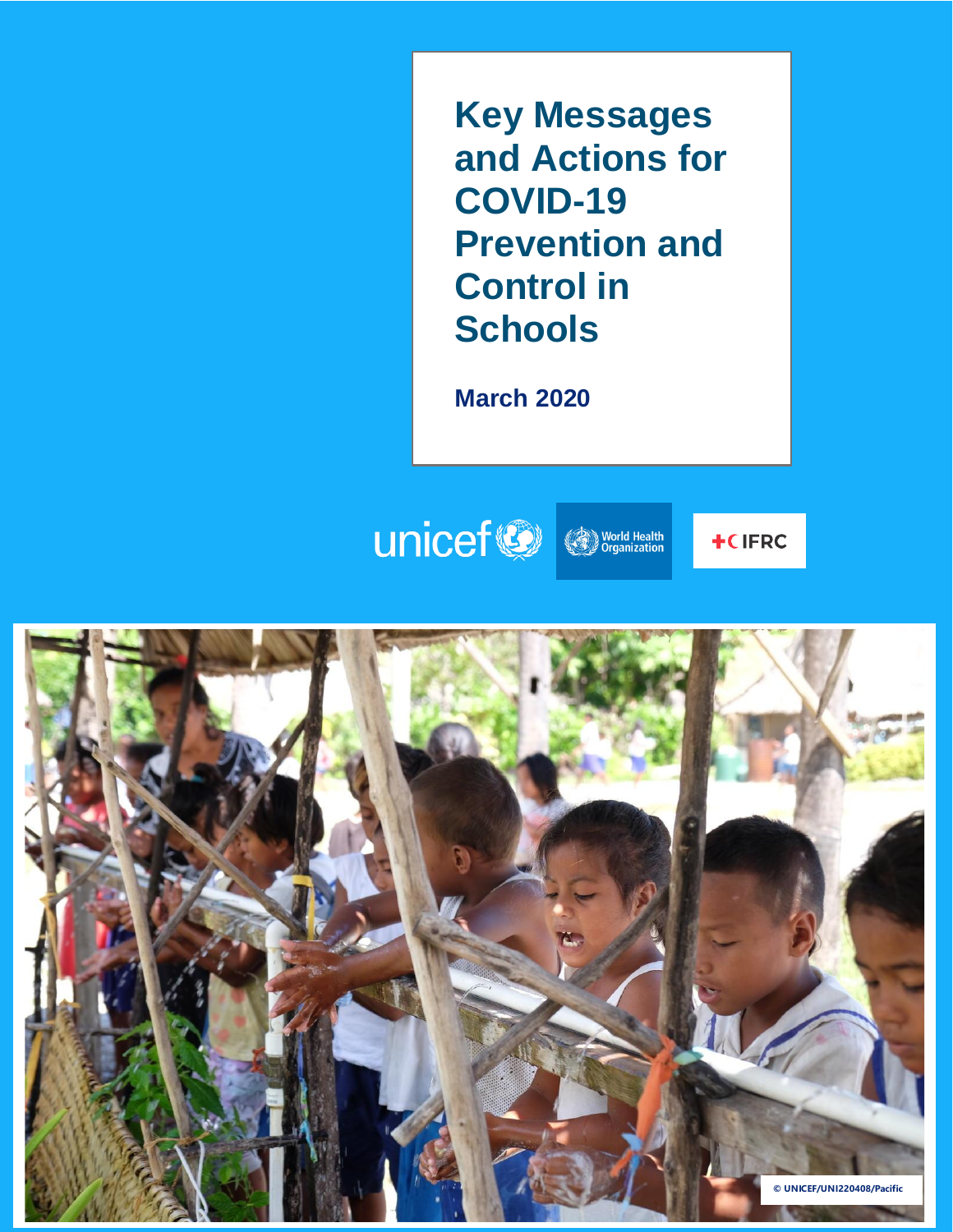# Key Messages and Actions for COVID-19 Prevention and Control in Schools

**March 2020**

unicef World Health Organization IFRC

© UNICEF/UNI220408/Pacific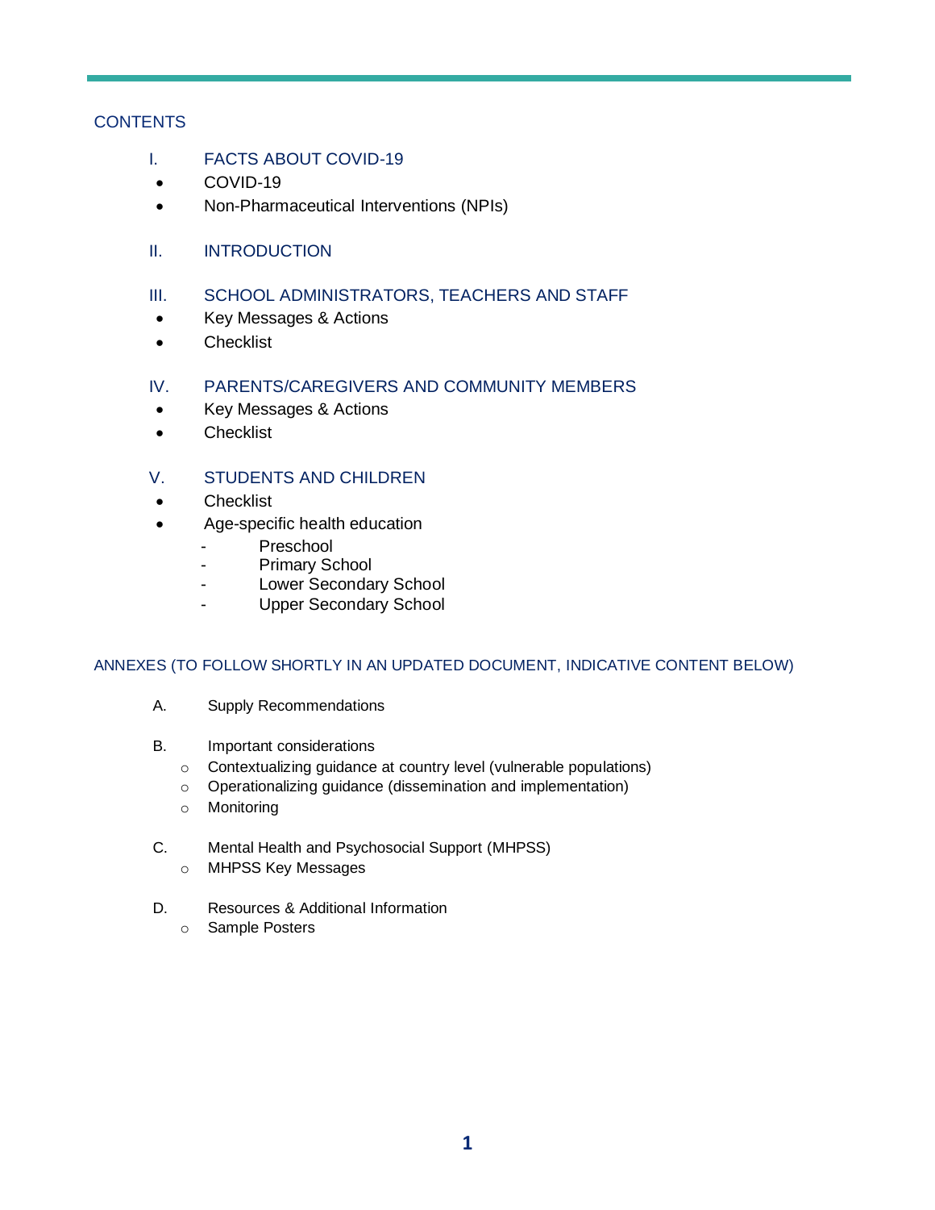## CONTENTS

I. FACTS ABOUT COVID-19

- COVID-19
- Non-Pharmaceutical Interventions (NPIs)

II. INTRODUCTION

III. SCHOOL ADMINISTRATORS, TEACHERS AND STAFF

- Key Messages & Actions
- Checklist

IV. PARENTS/CAREGIVERS AND COMMUNITY MEMBERS

- Key Messages & Actions
- Checklist

V. STUDENTS AND CHILDREN

- Checklist
- Age-specific health education
  - Preschool
  - Primary School
  - Lower Secondary School
  - Upper Secondary School

## ANNEXES (TO FOLLOW SHORTLY IN AN UPDATED DOCUMENT, INDICATIVE CONTENT BELOW)

A. Supply Recommendations

B. Important considerations

- Contextualizing guidance at country level (vulnerable populations)
- Operationalizing guidance (dissemination and implementation)
- Monitoring

C. Mental Health and Psychosocial Support (MHPSS)

- MHPSS Key Messages

D. Resources & Additional Information

- Sample Posters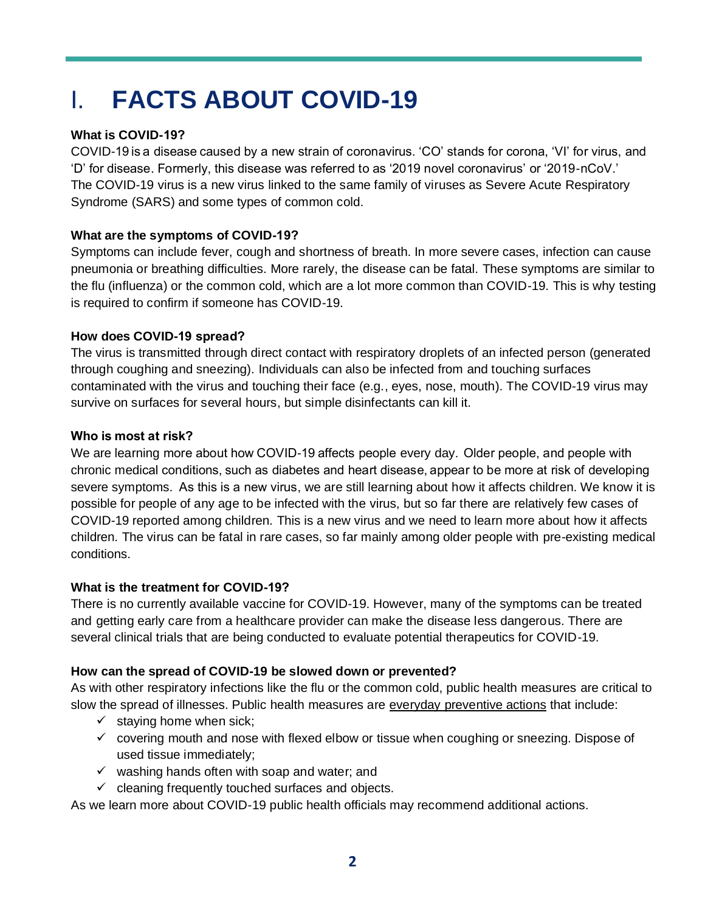# I. FACTS ABOUT COVID-19

**What is COVID-19?**

COVID-19 is a disease caused by a new strain of coronavirus. 'CO' stands for corona, 'VI' for virus, and 'D' for disease. Formerly, this disease was referred to as '2019 novel coronavirus' or '2019-nCoV.' The COVID-19 virus is a new virus linked to the same family of viruses as Severe Acute Respiratory Syndrome (SARS) and some types of common cold.

**What are the symptoms of COVID-19?**

Symptoms can include fever, cough and shortness of breath. In more severe cases, infection can cause pneumonia or breathing difficulties. More rarely, the disease can be fatal. These symptoms are similar to the flu (influenza) or the common cold, which are a lot more common than COVID-19. This is why testing is required to confirm if someone has COVID-19.

**How does COVID-19 spread?**

The virus is transmitted through direct contact with respiratory droplets of an infected person (generated through coughing and sneezing). Individuals can also be infected from and touching surfaces contaminated with the virus and touching their face (e.g., eyes, nose, mouth). The COVID-19 virus may survive on surfaces for several hours, but simple disinfectants can kill it.

**Who is most at risk?**

We are learning more about how COVID-19 affects people every day. Older people, and people with chronic medical conditions, such as diabetes and heart disease, appear to be more at risk of developing severe symptoms. As this is a new virus, we are still learning about how it affects children. We know it is possible for people of any age to be infected with the virus, but so far there are relatively few cases of COVID-19 reported among children. This is a new virus and we need to learn more about how it affects children. The virus can be fatal in rare cases, so far mainly among older people with pre-existing medical conditions.

**What is the treatment for COVID-19?**

There is no currently available vaccine for COVID-19. However, many of the symptoms can be treated and getting early care from a healthcare provider can make the disease less dangerous. There are several clinical trials that are being conducted to evaluate potential therapeutics for COVID-19.

**How can the spread of COVID-19 be slowed down or prevented?**

As with other respiratory infections like the flu or the common cold, public health measures are critical to slow the spread of illnesses. Public health measures are everyday preventive actions that include:

- ✓ staying home when sick;
- ✓ covering mouth and nose with flexed elbow or tissue when coughing or sneezing. Dispose of used tissue immediately;
- ✓ washing hands often with soap and water; and
- ✓ cleaning frequently touched surfaces and objects.

As we learn more about COVID-19 public health officials may recommend additional actions.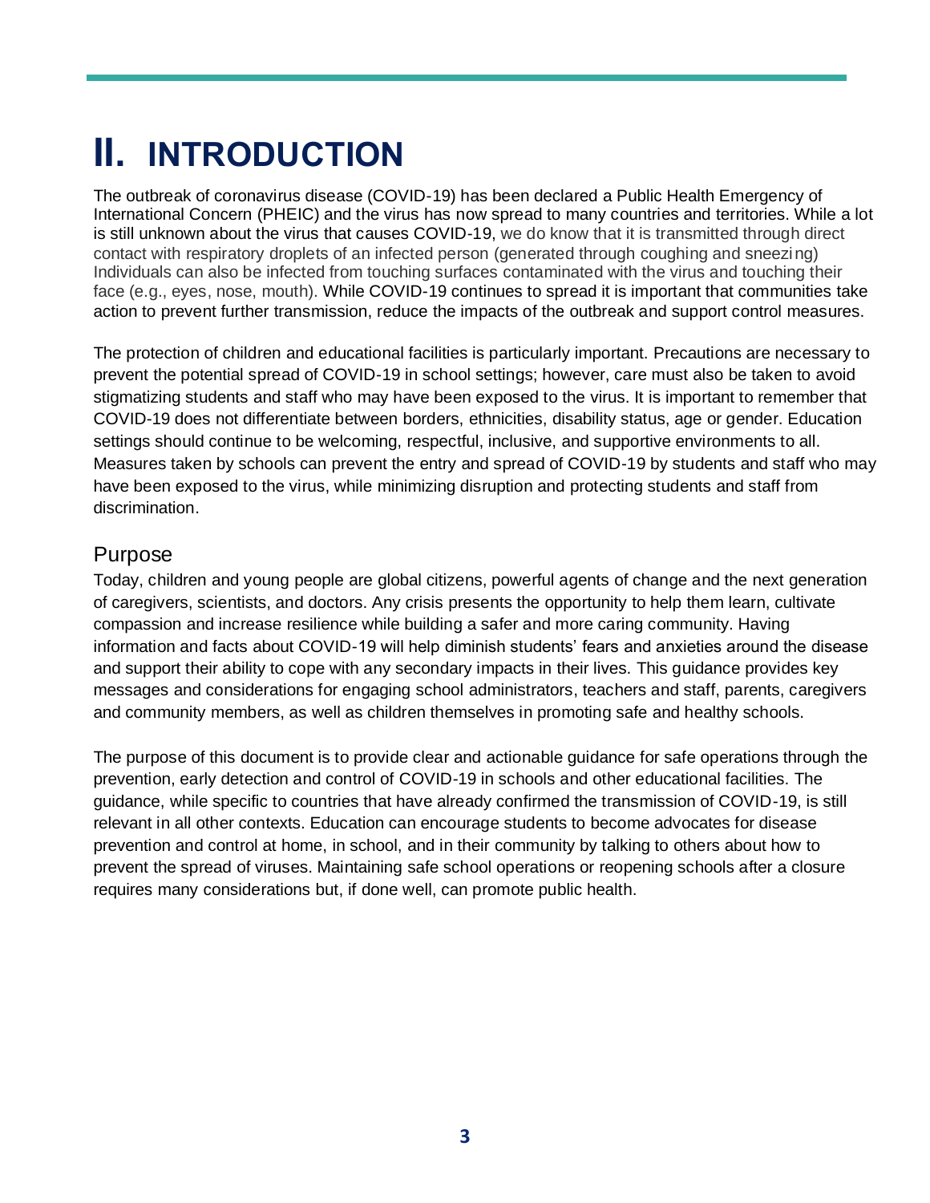# II. INTRODUCTION

The outbreak of coronavirus disease (COVID-19) has been declared a Public Health Emergency of International Concern (PHEIC) and the virus has now spread to many countries and territories. While a lot is still unknown about the virus that causes COVID-19, we do know that it is transmitted through direct contact with respiratory droplets of an infected person (generated through coughing and sneezing) Individuals can also be infected from touching surfaces contaminated with the virus and touching their face (e.g., eyes, nose, mouth). While COVID-19 continues to spread it is important that communities take action to prevent further transmission, reduce the impacts of the outbreak and support control measures.

The protection of children and educational facilities is particularly important. Precautions are necessary to prevent the potential spread of COVID-19 in school settings; however, care must also be taken to avoid stigmatizing students and staff who may have been exposed to the virus. It is important to remember that COVID-19 does not differentiate between borders, ethnicities, disability status, age or gender. Education settings should continue to be welcoming, respectful, inclusive, and supportive environments to all. Measures taken by schools can prevent the entry and spread of COVID-19 by students and staff who may have been exposed to the virus, while minimizing disruption and protecting students and staff from discrimination.

## Purpose

Today, children and young people are global citizens, powerful agents of change and the next generation of caregivers, scientists, and doctors. Any crisis presents the opportunity to help them learn, cultivate compassion and increase resilience while building a safer and more caring community. Having information and facts about COVID-19 will help diminish students' fears and anxieties around the disease and support their ability to cope with any secondary impacts in their lives. This guidance provides key messages and considerations for engaging school administrators, teachers and staff, parents, caregivers and community members, as well as children themselves in promoting safe and healthy schools.

The purpose of this document is to provide clear and actionable guidance for safe operations through the prevention, early detection and control of COVID-19 in schools and other educational facilities. The guidance, while specific to countries that have already confirmed the transmission of COVID-19, is still relevant in all other contexts. Education can encourage students to become advocates for disease prevention and control at home, in school, and in their community by talking to others about how to prevent the spread of viruses. Maintaining safe school operations or reopening schools after a closure requires many considerations but, if done well, can promote public health.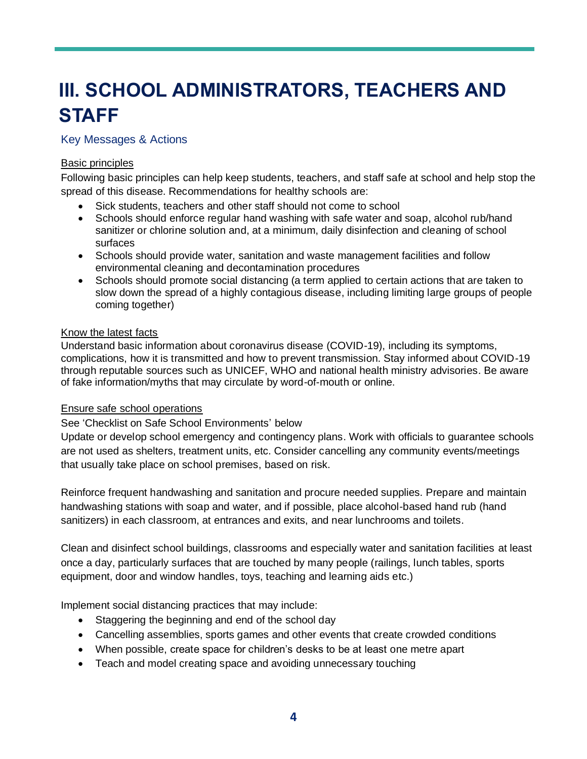# III. SCHOOL ADMINISTRATORS, TEACHERS AND STAFF

## Key Messages & Actions

### Basic principles

Following basic principles can help keep students, teachers, and staff safe at school and help stop the spread of this disease. Recommendations for healthy schools are:

- Sick students, teachers and other staff should not come to school
- Schools should enforce regular hand washing with safe water and soap, alcohol rub/hand sanitizer or chlorine solution and, at a minimum, daily disinfection and cleaning of school surfaces
- Schools should provide water, sanitation and waste management facilities and follow environmental cleaning and decontamination procedures
- Schools should promote social distancing (a term applied to certain actions that are taken to slow down the spread of a highly contagious disease, including limiting large groups of people coming together)

### Know the latest facts

Understand basic information about coronavirus disease (COVID-19), including its symptoms, complications, how it is transmitted and how to prevent transmission. Stay informed about COVID-19 through reputable sources such as UNICEF, WHO and national health ministry advisories. Be aware of fake information/myths that may circulate by word-of-mouth or online.

### Ensure safe school operations

See 'Checklist on Safe School Environments' below

Update or develop school emergency and contingency plans. Work with officials to guarantee schools are not used as shelters, treatment units, etc. Consider cancelling any community events/meetings that usually take place on school premises, based on risk.

Reinforce frequent handwashing and sanitation and procure needed supplies. Prepare and maintain handwashing stations with soap and water, and if possible, place alcohol-based hand rub (hand sanitizers) in each classroom, at entrances and exits, and near lunchrooms and toilets.

Clean and disinfect school buildings, classrooms and especially water and sanitation facilities at least once a day, particularly surfaces that are touched by many people (railings, lunch tables, sports equipment, door and window handles, toys, teaching and learning aids etc.)

Implement social distancing practices that may include:

- Staggering the beginning and end of the school day
- Cancelling assemblies, sports games and other events that create crowded conditions
- When possible, create space for children's desks to be at least one metre apart
- Teach and model creating space and avoiding unnecessary touching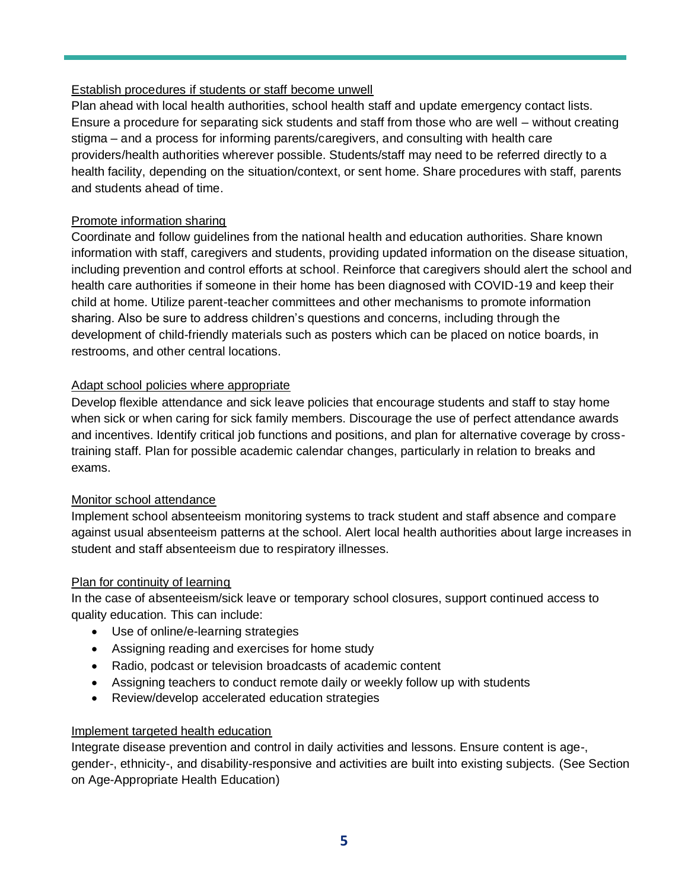Establish procedures if students or staff become unwell

Plan ahead with local health authorities, school health staff and update emergency contact lists. Ensure a procedure for separating sick students and staff from those who are well – without creating stigma – and a process for informing parents/caregivers, and consulting with health care providers/health authorities wherever possible. Students/staff may need to be referred directly to a health facility, depending on the situation/context, or sent home. Share procedures with staff, parents and students ahead of time.

Promote information sharing

Coordinate and follow guidelines from the national health and education authorities. Share known information with staff, caregivers and students, providing updated information on the disease situation, including prevention and control efforts at school. Reinforce that caregivers should alert the school and health care authorities if someone in their home has been diagnosed with COVID-19 and keep their child at home. Utilize parent-teacher committees and other mechanisms to promote information sharing. Also be sure to address children's questions and concerns, including through the development of child-friendly materials such as posters which can be placed on notice boards, in restrooms, and other central locations.

Adapt school policies where appropriate

Develop flexible attendance and sick leave policies that encourage students and staff to stay home when sick or when caring for sick family members. Discourage the use of perfect attendance awards and incentives. Identify critical job functions and positions, and plan for alternative coverage by cross-training staff. Plan for possible academic calendar changes, particularly in relation to breaks and exams.

Monitor school attendance

Implement school absenteeism monitoring systems to track student and staff absence and compare against usual absenteeism patterns at the school. Alert local health authorities about large increases in student and staff absenteeism due to respiratory illnesses.

Plan for continuity of learning

In the case of absenteeism/sick leave or temporary school closures, support continued access to quality education. This can include:

- Use of online/e-learning strategies
- Assigning reading and exercises for home study
- Radio, podcast or television broadcasts of academic content
- Assigning teachers to conduct remote daily or weekly follow up with students
- Review/develop accelerated education strategies

Implement targeted health education

Integrate disease prevention and control in daily activities and lessons. Ensure content is age-, gender-, ethnicity-, and disability-responsive and activities are built into existing subjects. (See Section on Age-Appropriate Health Education)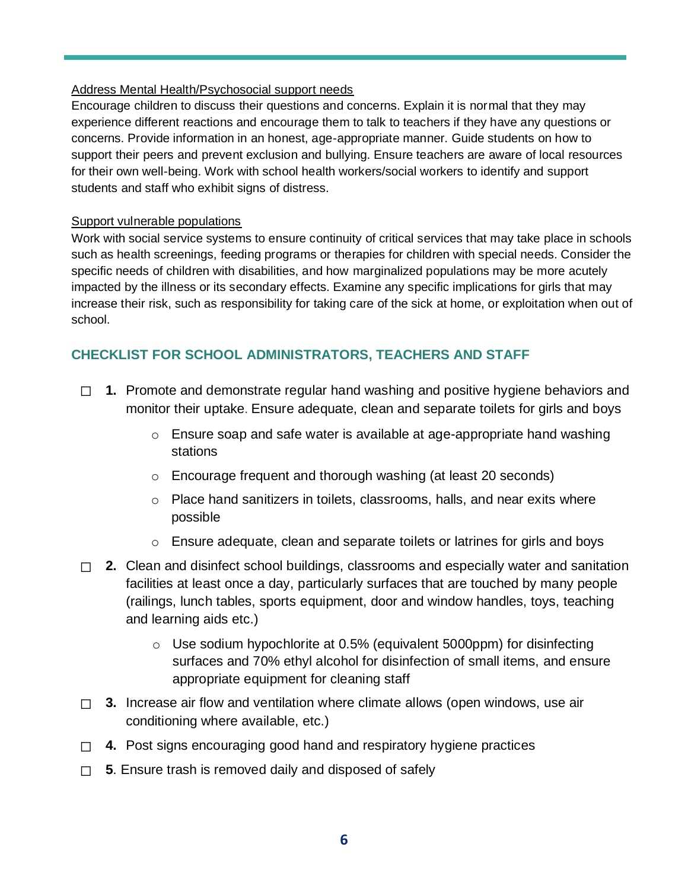Address Mental Health/Psychosocial support needs

Encourage children to discuss their questions and concerns. Explain it is normal that they may experience different reactions and encourage them to talk to teachers if they have any questions or concerns. Provide information in an honest, age-appropriate manner. Guide students on how to support their peers and prevent exclusion and bullying. Ensure teachers are aware of local resources for their own well-being. Work with school health workers/social workers to identify and support students and staff who exhibit signs of distress.

Support vulnerable populations

Work with social service systems to ensure continuity of critical services that may take place in schools such as health screenings, feeding programs or therapies for children with special needs. Consider the specific needs of children with disabilities, and how marginalized populations may be more acutely impacted by the illness or its secondary effects. Examine any specific implications for girls that may increase their risk, such as responsibility for taking care of the sick at home, or exploitation when out of school.

### CHECKLIST FOR SCHOOL ADMINISTRATORS, TEACHERS AND STAFF

- ☐ **1.** Promote and demonstrate regular hand washing and positive hygiene behaviors and monitor their uptake. Ensure adequate, clean and separate toilets for girls and boys
    - Ensure soap and safe water is available at age-appropriate hand washing stations
    - Encourage frequent and thorough washing (at least 20 seconds)
    - Place hand sanitizers in toilets, classrooms, halls, and near exits where possible
    - Ensure adequate, clean and separate toilets or latrines for girls and boys
- ☐ **2.** Clean and disinfect school buildings, classrooms and especially water and sanitation facilities at least once a day, particularly surfaces that are touched by many people (railings, lunch tables, sports equipment, door and window handles, toys, teaching and learning aids etc.)
    - Use sodium hypochlorite at 0.5% (equivalent 5000ppm) for disinfecting surfaces and 70% ethyl alcohol for disinfection of small items, and ensure appropriate equipment for cleaning staff
- ☐ **3.** Increase air flow and ventilation where climate allows (open windows, use air conditioning where available, etc.)
- ☐ **4.** Post signs encouraging good hand and respiratory hygiene practices
- ☐ **5**. Ensure trash is removed daily and disposed of safely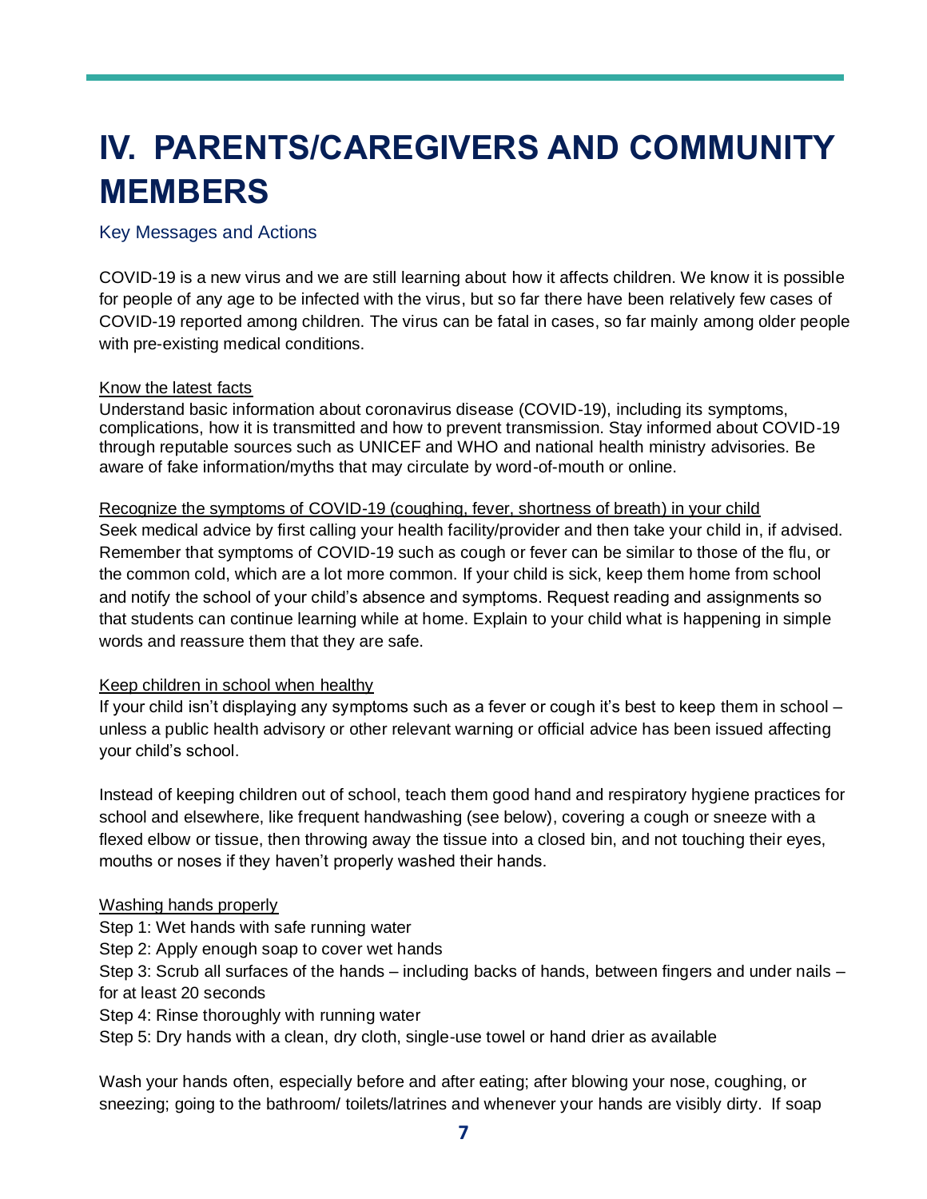# IV. PARENTS/CAREGIVERS AND COMMUNITY MEMBERS

## Key Messages and Actions

COVID-19 is a new virus and we are still learning about how it affects children. We know it is possible for people of any age to be infected with the virus, but so far there have been relatively few cases of COVID-19 reported among children. The virus can be fatal in cases, so far mainly among older people with pre-existing medical conditions.

<u>Know the latest facts</u>

Understand basic information about coronavirus disease (COVID-19), including its symptoms, complications, how it is transmitted and how to prevent transmission. Stay informed about COVID-19 through reputable sources such as UNICEF and WHO and national health ministry advisories. Be aware of fake information/myths that may circulate by word-of-mouth or online.

<u>Recognize the symptoms of COVID-19 (coughing, fever, shortness of breath) in your child</u>

Seek medical advice by first calling your health facility/provider and then take your child in, if advised. Remember that symptoms of COVID-19 such as cough or fever can be similar to those of the flu, or the common cold, which are a lot more common. If your child is sick, keep them home from school and notify the school of your child's absence and symptoms. Request reading and assignments so that students can continue learning while at home. Explain to your child what is happening in simple words and reassure them that they are safe.

<u>Keep children in school when healthy</u>

If your child isn't displaying any symptoms such as a fever or cough it's best to keep them in school – unless a public health advisory or other relevant warning or official advice has been issued affecting your child's school.

Instead of keeping children out of school, teach them good hand and respiratory hygiene practices for school and elsewhere, like frequent handwashing (see below), covering a cough or sneeze with a flexed elbow or tissue, then throwing away the tissue into a closed bin, and not touching their eyes, mouths or noses if they haven't properly washed their hands.

<u>Washing hands properly</u>

Step 1: Wet hands with safe running water
Step 2: Apply enough soap to cover wet hands
Step 3: Scrub all surfaces of the hands – including backs of hands, between fingers and under nails – for at least 20 seconds
Step 4: Rinse thoroughly with running water
Step 5: Dry hands with a clean, dry cloth, single-use towel or hand drier as available

Wash your hands often, especially before and after eating; after blowing your nose, coughing, or sneezing; going to the bathroom/ toilets/latrines and whenever your hands are visibly dirty. If soap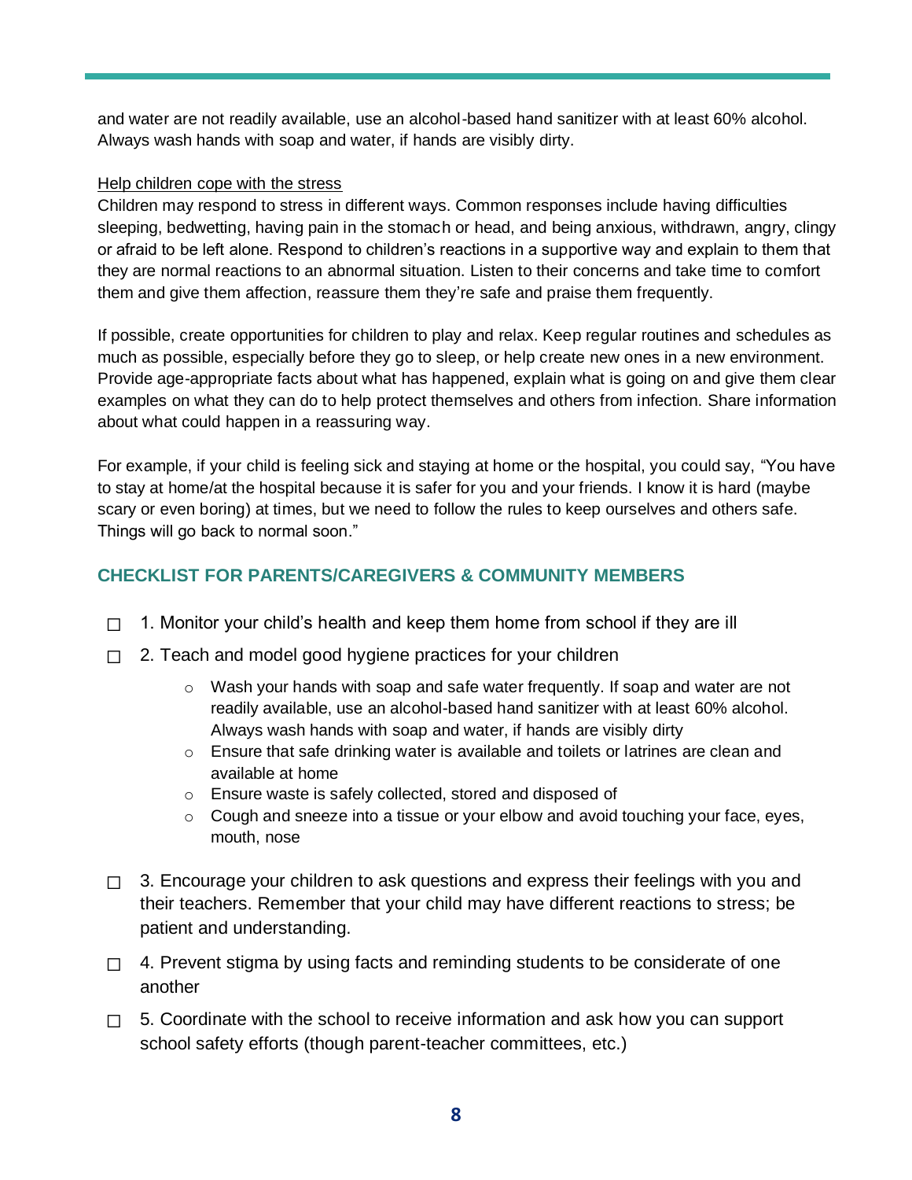and water are not readily available, use an alcohol-based hand sanitizer with at least 60% alcohol. Always wash hands with soap and water, if hands are visibly dirty.

<u>Help children cope with the stress</u>

Children may respond to stress in different ways. Common responses include having difficulties sleeping, bedwetting, having pain in the stomach or head, and being anxious, withdrawn, angry, clingy or afraid to be left alone. Respond to children's reactions in a supportive way and explain to them that they are normal reactions to an abnormal situation. Listen to their concerns and take time to comfort them and give them affection, reassure them they're safe and praise them frequently.

If possible, create opportunities for children to play and relax. Keep regular routines and schedules as much as possible, especially before they go to sleep, or help create new ones in a new environment. Provide age-appropriate facts about what has happened, explain what is going on and give them clear examples on what they can do to help protect themselves and others from infection. Share information about what could happen in a reassuring way.

For example, if your child is feeling sick and staying at home or the hospital, you could say, "You have to stay at home/at the hospital because it is safer for you and your friends. I know it is hard (maybe scary or even boring) at times, but we need to follow the rules to keep ourselves and others safe. Things will go back to normal soon."

## CHECKLIST FOR PARENTS/CAREGIVERS & COMMUNITY MEMBERS

- ☐ 1. Monitor your child's health and keep them home from school if they are ill
- ☐ 2. Teach and model good hygiene practices for your children
    - Wash your hands with soap and safe water frequently. If soap and water are not readily available, use an alcohol-based hand sanitizer with at least 60% alcohol. Always wash hands with soap and water, if hands are visibly dirty
    - Ensure that safe drinking water is available and toilets or latrines are clean and available at home
    - Ensure waste is safely collected, stored and disposed of
    - Cough and sneeze into a tissue or your elbow and avoid touching your face, eyes, mouth, nose
- ☐ 3. Encourage your children to ask questions and express their feelings with you and their teachers. Remember that your child may have different reactions to stress; be patient and understanding.
- ☐ 4. Prevent stigma by using facts and reminding students to be considerate of one another
- ☐ 5. Coordinate with the school to receive information and ask how you can support school safety efforts (though parent-teacher committees, etc.)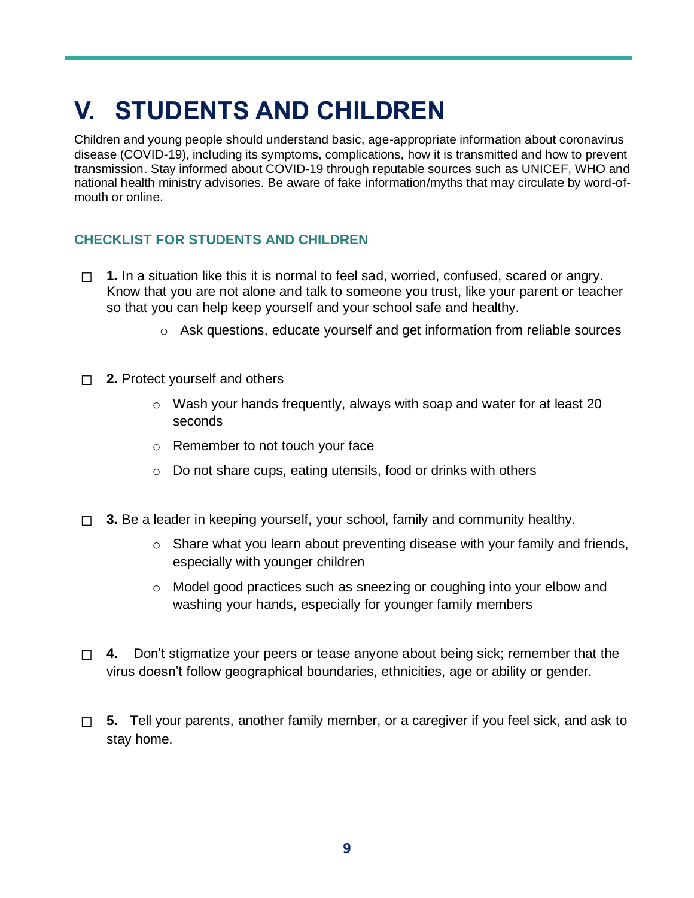# V. STUDENTS AND CHILDREN

Children and young people should understand basic, age-appropriate information about coronavirus disease (COVID-19), including its symptoms, complications, how it is transmitted and how to prevent transmission. Stay informed about COVID-19 through reputable sources such as UNICEF, WHO and national health ministry advisories. Be aware of fake information/myths that may circulate by word-of-mouth or online.

### CHECKLIST FOR STUDENTS AND CHILDREN

- ☐ **1.** In a situation like this it is normal to feel sad, worried, confused, scared or angry. Know that you are not alone and talk to someone you trust, like your parent or teacher so that you can help keep yourself and your school safe and healthy.
  - Ask questions, educate yourself and get information from reliable sources

- ☐ **2.** Protect yourself and others
  - Wash your hands frequently, always with soap and water for at least 20 seconds
  - Remember to not touch your face
  - Do not share cups, eating utensils, food or drinks with others

- ☐ **3.** Be a leader in keeping yourself, your school, family and community healthy.
  - Share what you learn about preventing disease with your family and friends, especially with younger children
  - Model good practices such as sneezing or coughing into your elbow and washing your hands, especially for younger family members

- ☐ **4.** Don't stigmatize your peers or tease anyone about being sick; remember that the virus doesn't follow geographical boundaries, ethnicities, age or ability or gender.

- ☐ **5.** Tell your parents, another family member, or a caregiver if you feel sick, and ask to stay home.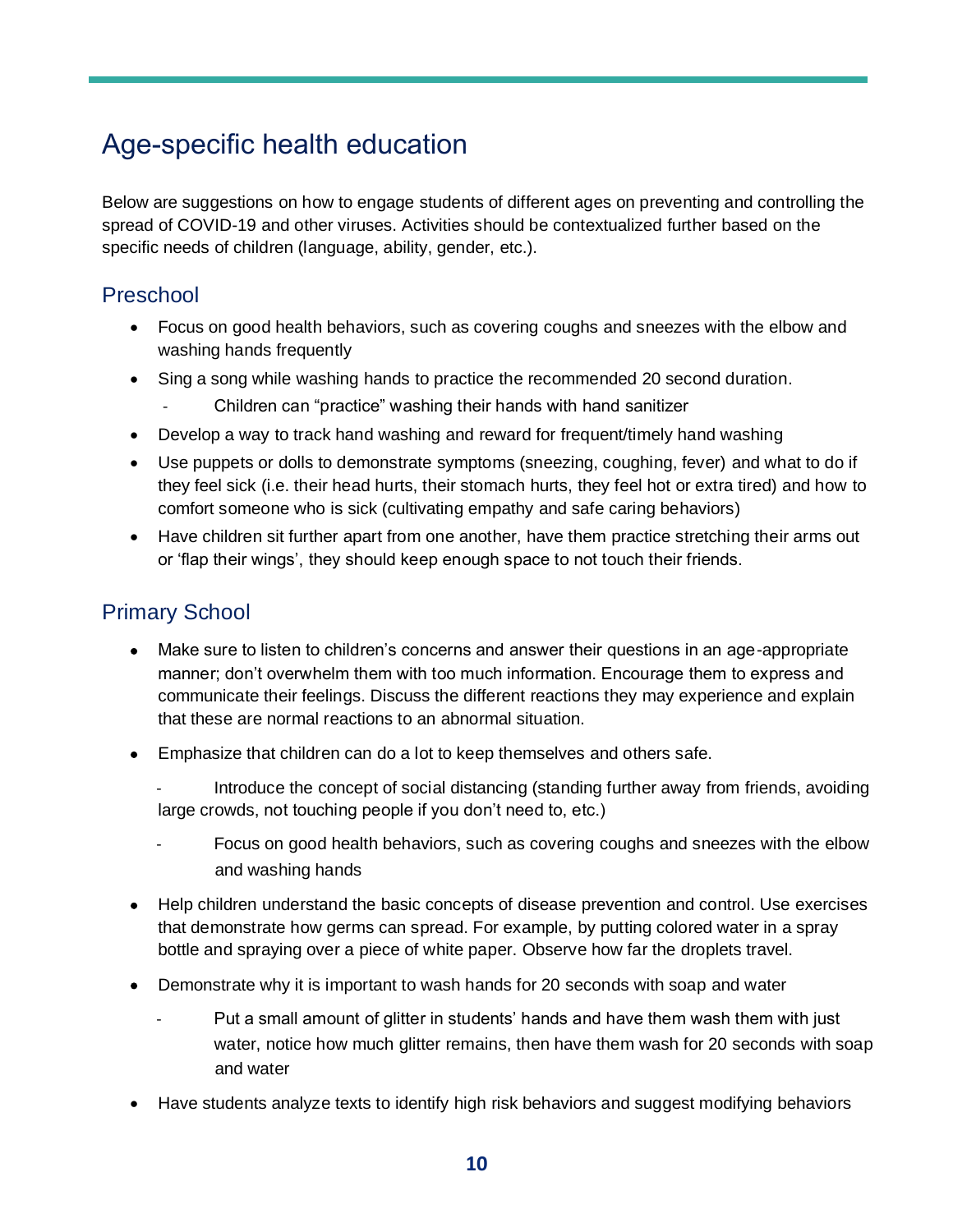# Age-specific health education

Below are suggestions on how to engage students of different ages on preventing and controlling the spread of COVID-19 and other viruses. Activities should be contextualized further based on the specific needs of children (language, ability, gender, etc.).

## Preschool

- Focus on good health behaviors, such as covering coughs and sneezes with the elbow and washing hands frequently
- Sing a song while washing hands to practice the recommended 20 second duration.
  - Children can "practice" washing their hands with hand sanitizer
- Develop a way to track hand washing and reward for frequent/timely hand washing
- Use puppets or dolls to demonstrate symptoms (sneezing, coughing, fever) and what to do if they feel sick (i.e. their head hurts, their stomach hurts, they feel hot or extra tired) and how to comfort someone who is sick (cultivating empathy and safe caring behaviors)
- Have children sit further apart from one another, have them practice stretching their arms out or 'flap their wings', they should keep enough space to not touch their friends.

## Primary School

- Make sure to listen to children's concerns and answer their questions in an age-appropriate manner; don't overwhelm them with too much information. Encourage them to express and communicate their feelings. Discuss the different reactions they may experience and explain that these are normal reactions to an abnormal situation.
- Emphasize that children can do a lot to keep themselves and others safe.
  - Introduce the concept of social distancing (standing further away from friends, avoiding large crowds, not touching people if you don't need to, etc.)
  - Focus on good health behaviors, such as covering coughs and sneezes with the elbow and washing hands
- Help children understand the basic concepts of disease prevention and control. Use exercises that demonstrate how germs can spread. For example, by putting colored water in a spray bottle and spraying over a piece of white paper. Observe how far the droplets travel.
- Demonstrate why it is important to wash hands for 20 seconds with soap and water
  - Put a small amount of glitter in students' hands and have them wash them with just water, notice how much glitter remains, then have them wash for 20 seconds with soap and water
- Have students analyze texts to identify high risk behaviors and suggest modifying behaviors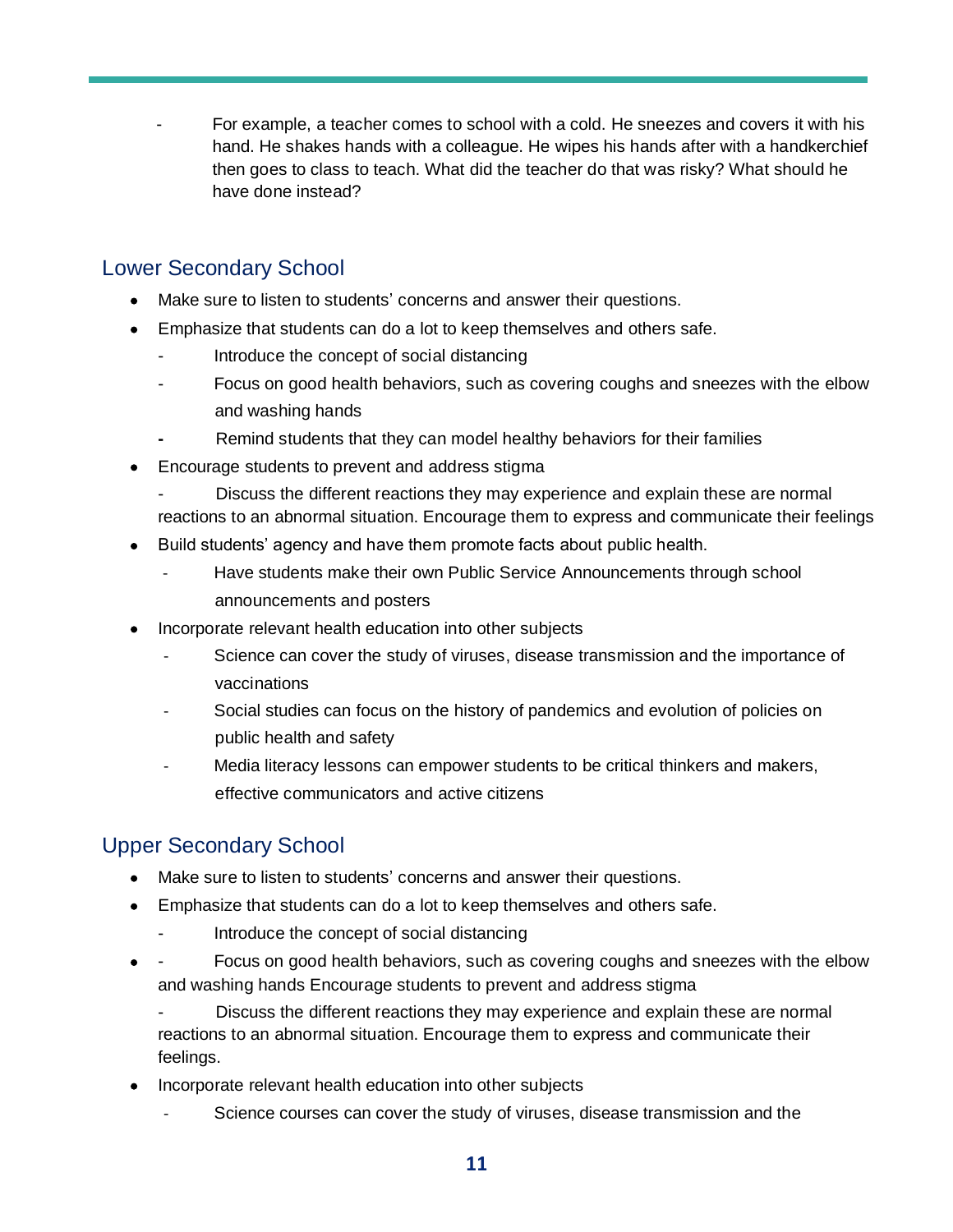- For example, a teacher comes to school with a cold. He sneezes and covers it with his hand. He shakes hands with a colleague. He wipes his hands after with a handkerchief then goes to class to teach. What did the teacher do that was risky? What should he have done instead?

## Lower Secondary School

- Make sure to listen to students' concerns and answer their questions.
- Emphasize that students can do a lot to keep themselves and others safe.
  - Introduce the concept of social distancing
  - Focus on good health behaviors, such as covering coughs and sneezes with the elbow and washing hands
  - Remind students that they can model healthy behaviors for their families
- Encourage students to prevent and address stigma
  - Discuss the different reactions they may experience and explain these are normal reactions to an abnormal situation. Encourage them to express and communicate their feelings
- Build students' agency and have them promote facts about public health.
  - Have students make their own Public Service Announcements through school announcements and posters
- Incorporate relevant health education into other subjects
  - Science can cover the study of viruses, disease transmission and the importance of vaccinations
  - Social studies can focus on the history of pandemics and evolution of policies on public health and safety
  - Media literacy lessons can empower students to be critical thinkers and makers, effective communicators and active citizens

## Upper Secondary School

- Make sure to listen to students' concerns and answer their questions.
- Emphasize that students can do a lot to keep themselves and others safe.
  - Introduce the concept of social distancing
- - Focus on good health behaviors, such as covering coughs and sneezes with the elbow and washing hands Encourage students to prevent and address stigma
  - Discuss the different reactions they may experience and explain these are normal reactions to an abnormal situation. Encourage them to express and communicate their feelings.
- Incorporate relevant health education into other subjects
  - Science courses can cover the study of viruses, disease transmission and the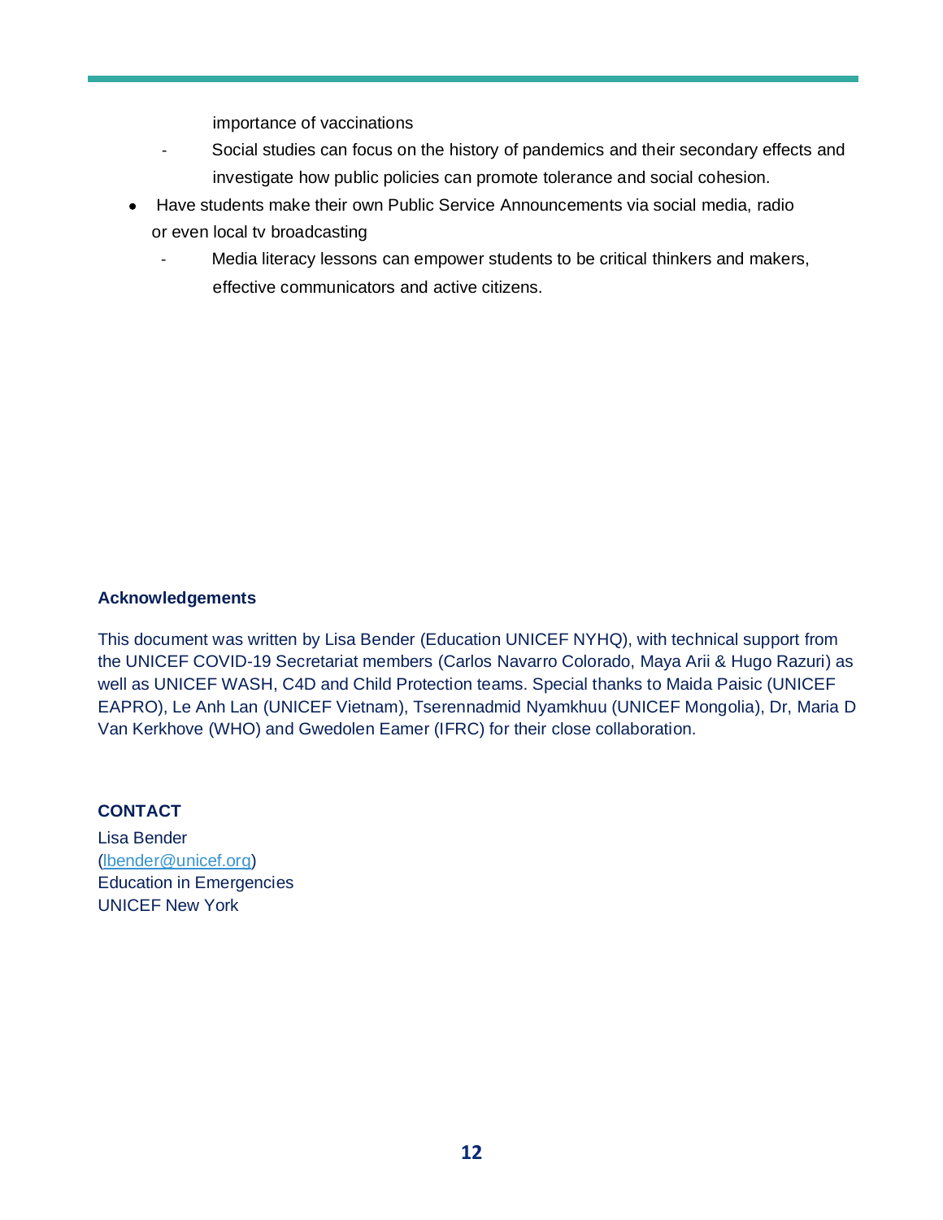importance of vaccinations

- Social studies can focus on the history of pandemics and their secondary effects and investigate how public policies can promote tolerance and social cohesion.

- Have students make their own Public Service Announcements via social media, radio or even local tv broadcasting
  - Media literacy lessons can empower students to be critical thinkers and makers, effective communicators and active citizens.

**Acknowledgements**

This document was written by Lisa Bender (Education UNICEF NYHQ), with technical support from the UNICEF COVID-19 Secretariat members (Carlos Navarro Colorado, Maya Arii & Hugo Razuri) as well as UNICEF WASH, C4D and Child Protection teams. Special thanks to Maida Paisic (UNICEF EAPRO), Le Anh Lan (UNICEF Vietnam), Tserennadmid Nyamkhuu (UNICEF Mongolia), Dr, Maria D Van Kerkhove (WHO) and Gwedolen Eamer (IFRC) for their close collaboration.

**CONTACT**

Lisa Bender
(lbender@unicef.org)
Education in Emergencies
UNICEF New York